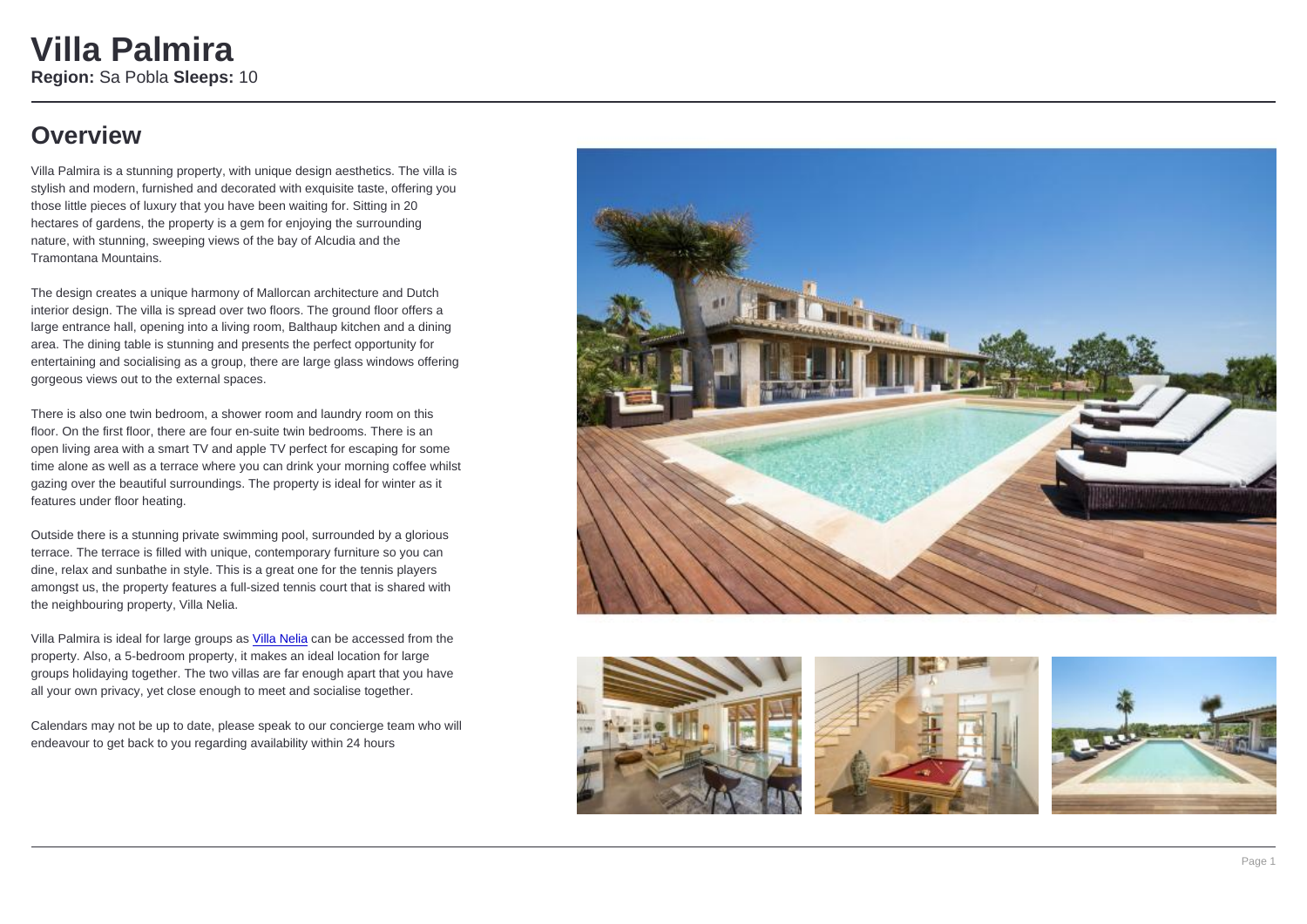# Villa Palmira

**Region:** Sa Pobla **Sleeps:** 10

## Overview

Villa Palmira is a stunning property, with unique design aesthetics. The villa is stylish and modern, furnished and decorated with exquisite taste, offering you those little pieces of luxury that you have been waiting for. Sitting in 20 hectares of gardens, the property is a gem for enjoying the surrounding nature, with stunning, sweeping views of the bay of Alcudia and the Tramontana Mountains.

The design creates a unique harmony of Mallorcan architecture and Dutch interior design. The villa is spread over two floors. The ground floor offers a large entrance hall, opening into a living room, Balthaup kitchen and a dining area. The dining table is stunning and presents the perfect opportunity for entertaining and socialising as a group, there are large glass windows offering gorgeous views out to the external spaces.

There is also one twin bedroom, a shower room and laundry room on this floor. On the first floor, there are four en-suite twin bedrooms. There is an open living area with a smart TV and apple TV perfect for escaping for some time alone as well as a terrace where you can drink your morning coffee whilst gazing over the beautiful surroundings. The property is ideal for winter as it features under floor heating.

Outside there is a stunning private swimming pool, surrounded by a glorious terrace. The terrace is filled with unique, contemporary furniture so you can dine, relax and sunbathe in style. This is a great one for the tennis players amongst us, the property features a full-sized tennis court that is shared with the neighbouring property, Villa Nelia.

Villa Palmira is ideal for large groups as Villa Nelia can be accessed from the property. Also, a 5-bedroom property, it makes an ideal location for large groups holidaying together. The two villas are far enough apart that you have all your own privacy, yet close enough to meet and socialise together.

Calendars may not be up to date, please speak to our concierge team who will endeavour to get back to you regarding availability within 24 hours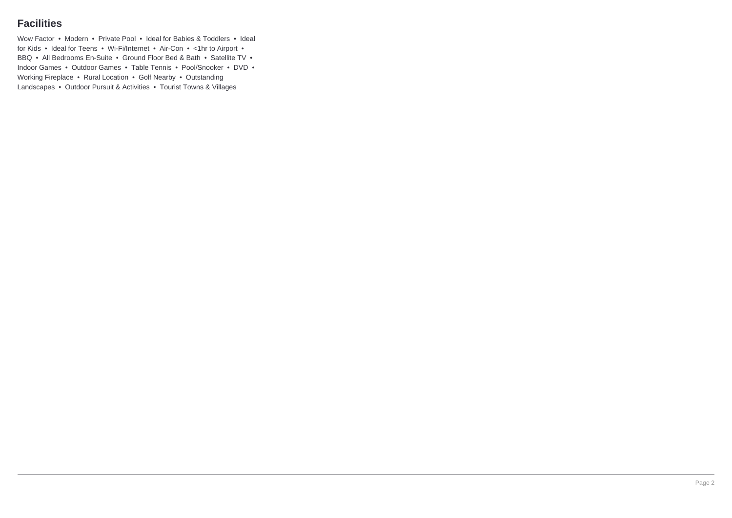## Facilities

Wow Factor • Modern • Private Pool • Ideal for Babies & Toddlers • Ideal for Kids • Ideal for Teens • Wi-Fi/Internet • Air-Con • <1hr to Airport • BBQ • All Bedrooms En-Suite • Ground Floor Bed & Bath • Satellite TV • Indoor Games • Outdoor Games • Table Tennis • Pool/Snooker • DVD • Working Fireplace • Rural Location • Golf Nearby • Outstanding Landscapes • Outdoor Pursuit & Activities • Tourist Towns & Villages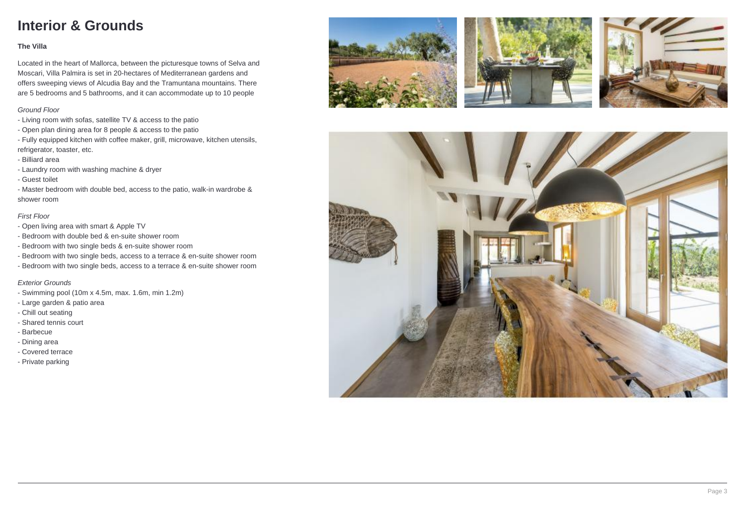# Interior & Grounds

**The Villa**

Located in the heart of Mallorca, between the picturesque towns of Selva and Moscari, Villa Palmira is set in 20-hectares of Mediterranean gardens and offers sweeping views of Alcudia Bay and the Tramuntana mountains. There are 5 bedrooms and 5 bathrooms, and it can accommodate up to 10 people

*Ground Floor*

- Living room with sofas, satellite TV & access to the patio
- Open plan dining area for 8 people & access to the patio
- Fully equipped kitchen with coffee maker, grill, microwave, kitchen utensils, refrigerator, toaster, etc.
- Billiard area
- Laundry room with washing machine & dryer
- Guest toilet
- Master bedroom with double bed, access to the patio, walk-in wardrobe & shower room

*First Floor*

- Open living area with smart & Apple TV
- Bedroom with double bed & en-suite shower room
- Bedroom with two single beds & en-suite shower room
- Bedroom with two single beds, access to a terrace & en-suite shower room
- Bedroom with two single beds, access to a terrace & en-suite shower room

*Exterior Grounds*

- Swimming pool (10m x 4.5m, max. 1.6m, min 1.2m)
- Large garden & patio area
- Chill out seating
- Shared tennis court
- Barbecue
- Dining area
- Covered terrace
- Private parking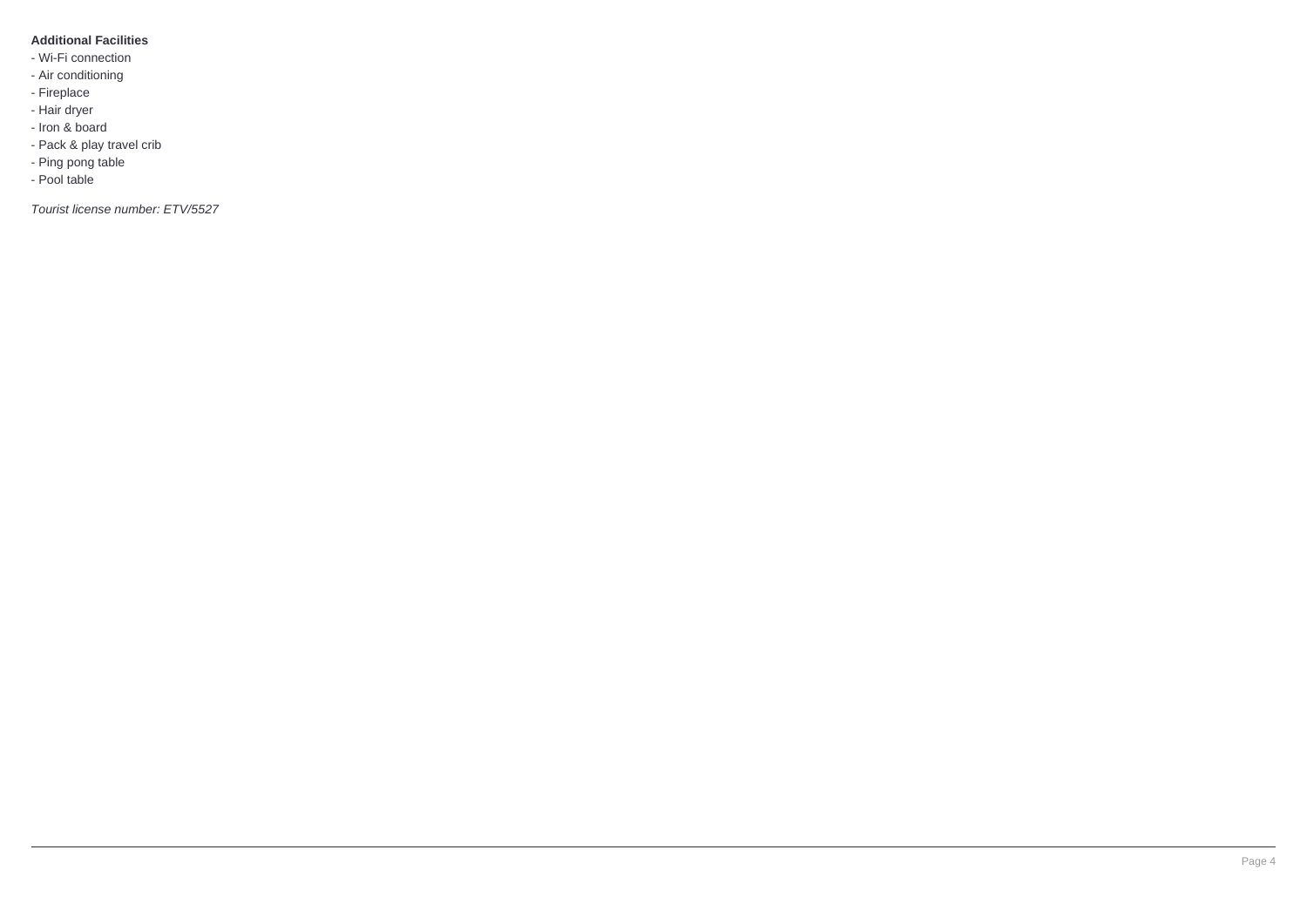**Additional Facilities**

- Wi-Fi connection
- Air conditioning
- Fireplace
- Hair dryer
- Iron & board
- Pack & play travel crib
- Ping pong table
- Pool table

*Tourist license number: ETV/5527*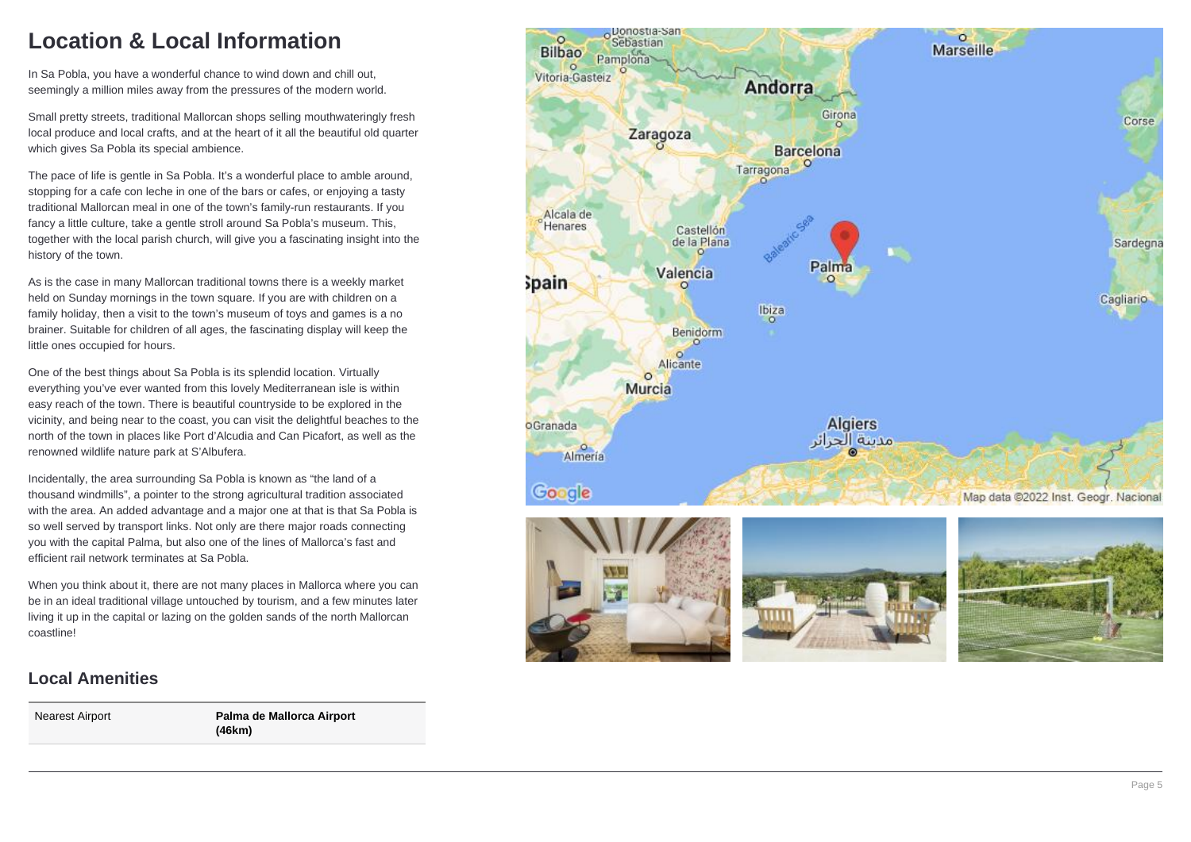# Location & Local Information

In Sa Pobla, you have a wonderful chance to wind down and chill out, seemingly a million miles away from the pressures of the modern world.

Small pretty streets, traditional Mallorcan shops selling mouthwateringly fresh local produce and local crafts, and at the heart of it all the beautiful old quarter which gives Sa Pobla its special ambience.

The pace of life is gentle in Sa Pobla. It's a wonderful place to amble around, stopping for a cafe con leche in one of the bars or cafes, or enjoying a tasty traditional Mallorcan meal in one of the town's family-run restaurants. If you fancy a little culture, take a gentle stroll around Sa Pobla's museum. This, together with the local parish church, will give you a fascinating insight into the history of the town.

As is the case in many Mallorcan traditional towns there is a weekly market held on Sunday mornings in the town square. If you are with children on a family holiday, then a visit to the town's museum of toys and games is a no brainer. Suitable for children of all ages, the fascinating display will keep the little ones occupied for hours.

One of the best things about Sa Pobla is its splendid location. Virtually everything you've ever wanted from this lovely Mediterranean isle is within easy reach of the town. There is beautiful countryside to be explored in the vicinity, and being near to the coast, you can visit the delightful beaches to the north of the town in places like Port d'Alcudia and Can Picafort, as well as the renowned wildlife nature park at S'Albufera.

Incidentally, the area surrounding Sa Pobla is known as "the land of a thousand windmills", a pointer to the strong agricultural tradition associated with the area. An added advantage and a major one at that is that Sa Pobla is so well served by transport links. Not only are there major roads connecting you with the capital Palma, but also one of the lines of Mallorca's fast and efficient rail network terminates at Sa Pobla.

When you think about it, there are not many places in Mallorca where you can be in an ideal traditional village untouched by tourism, and a few minutes later living it up in the capital or lazing on the golden sands of the north Mallorcan coastline!

## Local Amenities

| | |
|---|---|
| Nearest Airport | **Palma de Mallorca Airport (46km)** |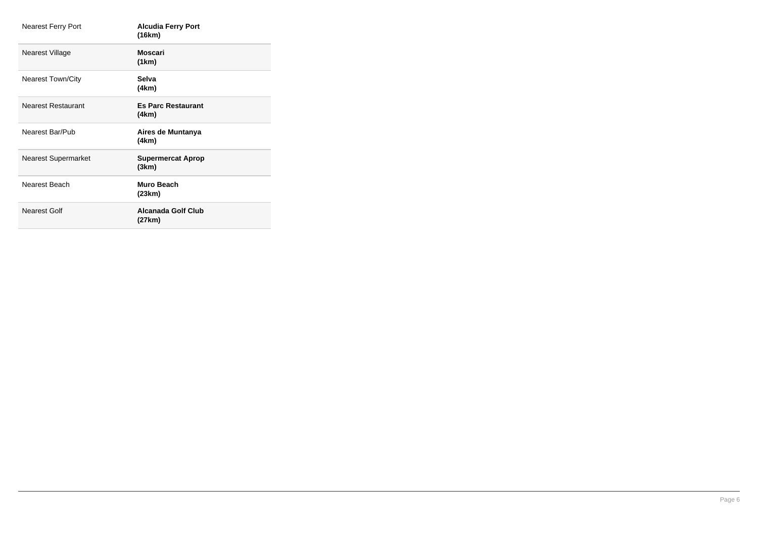| | |
|---|---|
| Nearest Ferry Port | **Alcudia Ferry Port (16km)** |
| Nearest Village | **Moscari (1km)** |
| Nearest Town/City | **Selva (4km)** |
| Nearest Restaurant | **Es Parc Restaurant (4km)** |
| Nearest Bar/Pub | **Aires de Muntanya (4km)** |
| Nearest Supermarket | **Supermercat Aprop (3km)** |
| Nearest Beach | **Muro Beach (23km)** |
| Nearest Golf | **Alcanada Golf Club (27km)** |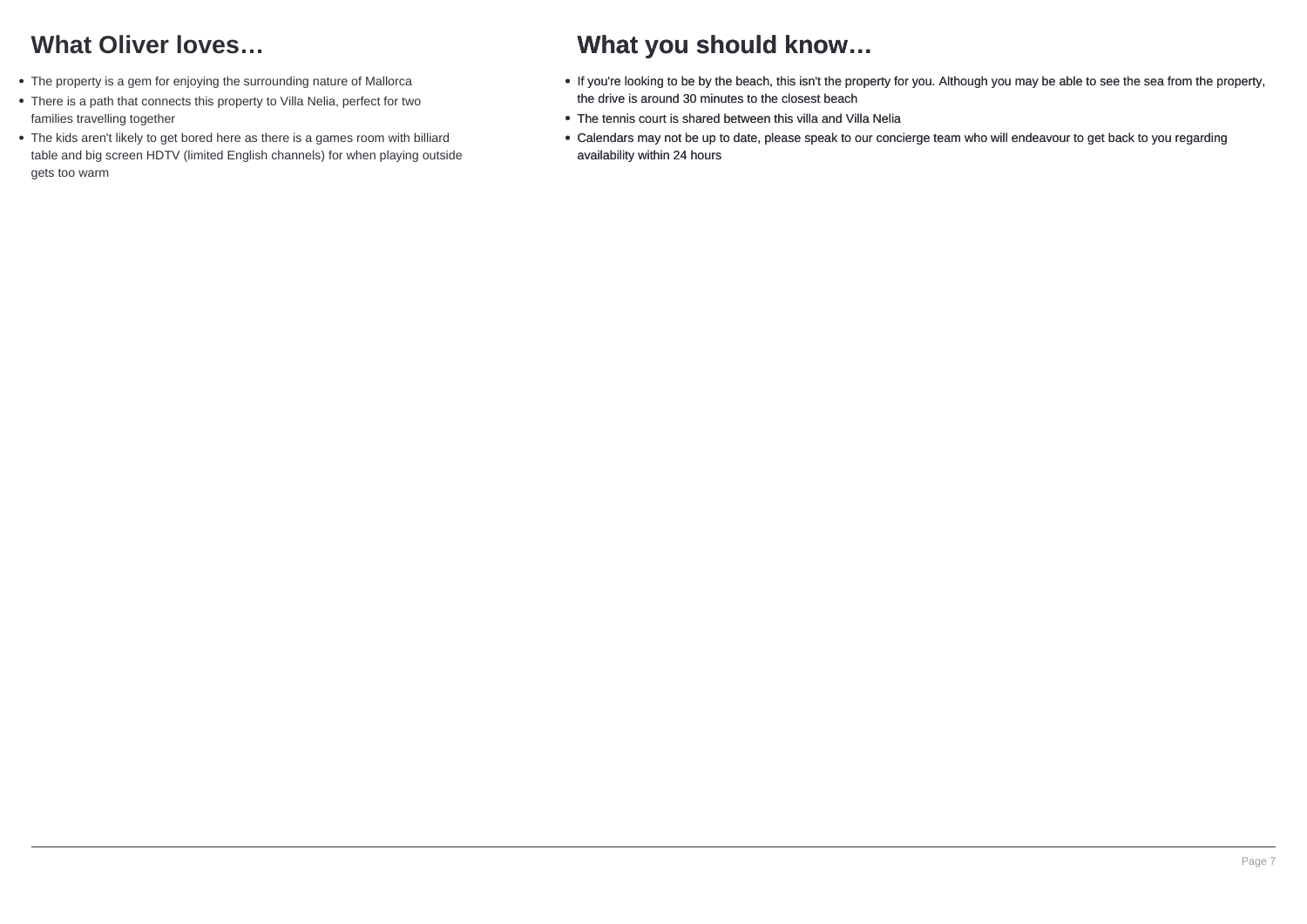## What Oliver loves…

- The property is a gem for enjoying the surrounding nature of Mallorca
- There is a path that connects this property to Villa Nelia, perfect for two families travelling together
- The kids aren't likely to get bored here as there is a games room with billiard table and big screen HDTV (limited English channels) for when playing outside gets too warm

## What you should know…

- If you're looking to be by the beach, this isn't the property for you. Although you may be able to see the sea from the property, the drive is around 30 minutes to the closest beach
- The tennis court is shared between this villa and Villa Nelia
- Calendars may not be up to date, please speak to our concierge team who will endeavour to get back to you regarding availability within 24 hours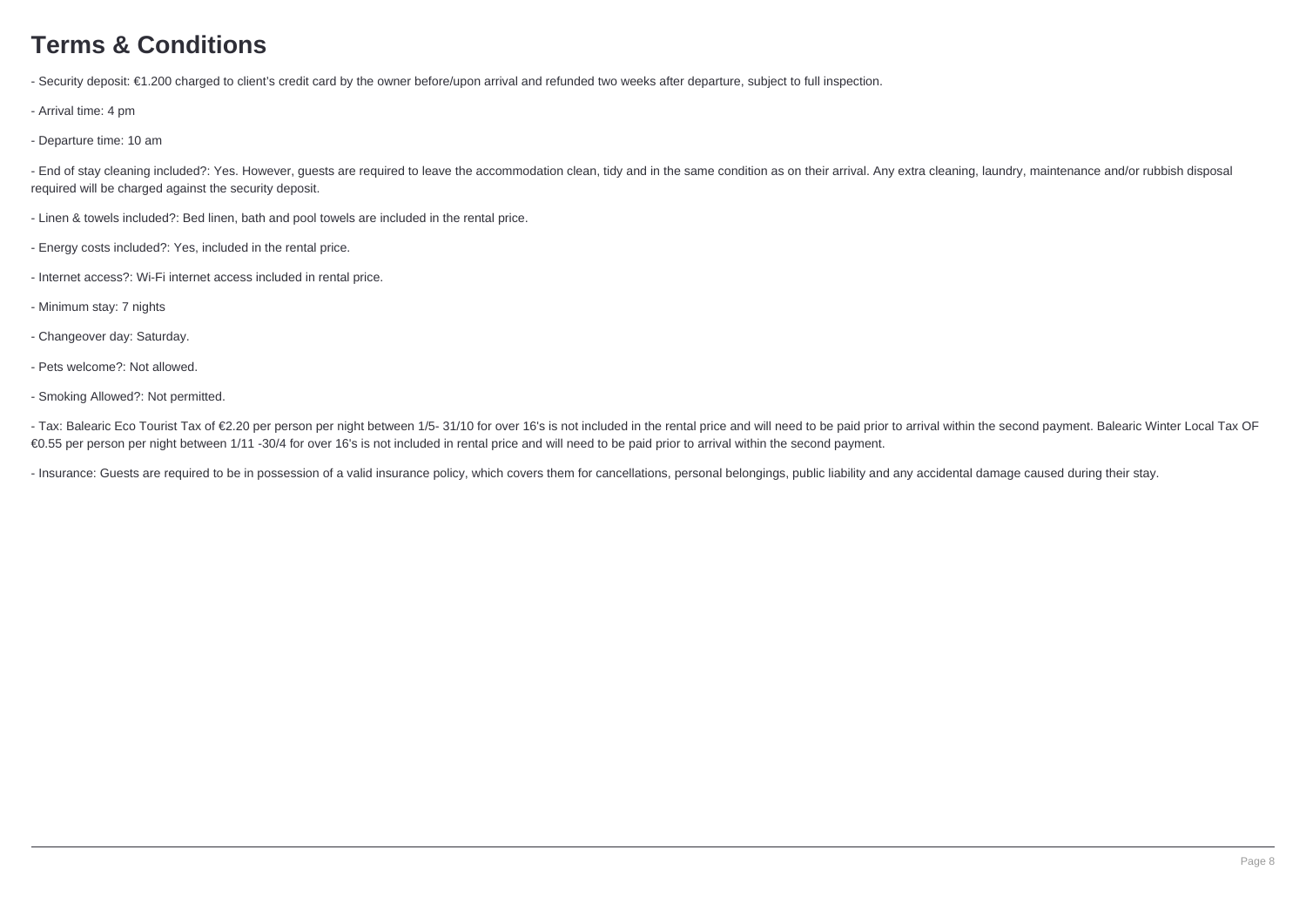# Terms & Conditions

- Security deposit: €1.200 charged to client's credit card by the owner before/upon arrival and refunded two weeks after departure, subject to full inspection.

- Arrival time: 4 pm

- Departure time: 10 am

- End of stay cleaning included?: Yes. However, guests are required to leave the accommodation clean, tidy and in the same condition as on their arrival. Any extra cleaning, laundry, maintenance and/or rubbish disposal required will be charged against the security deposit.

- Linen & towels included?: Bed linen, bath and pool towels are included in the rental price.

- Energy costs included?: Yes, included in the rental price.

- Internet access?: Wi-Fi internet access included in rental price.

- Minimum stay: 7 nights

- Changeover day: Saturday.

- Pets welcome?: Not allowed.

- Smoking Allowed?: Not permitted.

- Tax: Balearic Eco Tourist Tax of €2.20 per person per night between 1/5- 31/10 for over 16's is not included in the rental price and will need to be paid prior to arrival within the second payment. Balearic Winter Local Tax OF €0.55 per person per night between 1/11 -30/4 for over 16's is not included in rental price and will need to be paid prior to arrival within the second payment.

- Insurance: Guests are required to be in possession of a valid insurance policy, which covers them for cancellations, personal belongings, public liability and any accidental damage caused during their stay.